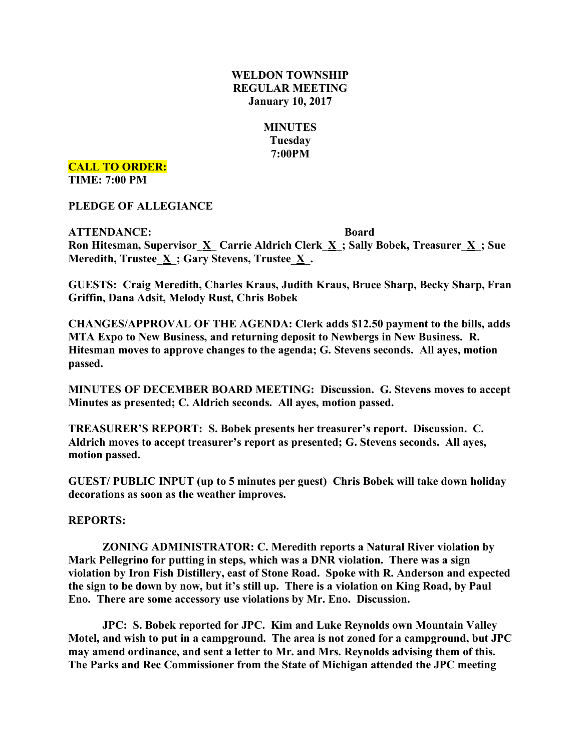**WELDON TOWNSHIP**
**REGULAR MEETING**
**January 10, 2017**

**MINUTES**
**Tuesday**
**7:00PM**

**CALL TO ORDER:**
**TIME: 7:00 PM**

**PLEDGE OF ALLEGIANCE**

**ATTENDANCE:** **Board**
**Ron Hitesman, Supervisor_X_ Carrie Aldrich Clerk_X_; Sally Bobek, Treasurer_X_; Sue Meredith, Trustee_X_; Gary Stevens, Trustee_X_.**

**GUESTS: Craig Meredith, Charles Kraus, Judith Kraus, Bruce Sharp, Becky Sharp, Fran Griffin, Dana Adsit, Melody Rust, Chris Bobek**

**CHANGES/APPROVAL OF THE AGENDA: Clerk adds $12.50 payment to the bills, adds MTA Expo to New Business, and returning deposit to Newbergs in New Business. R. Hitesman moves to approve changes to the agenda; G. Stevens seconds. All ayes, motion passed.**

**MINUTES OF DECEMBER BOARD MEETING: Discussion. G. Stevens moves to accept Minutes as presented; C. Aldrich seconds. All ayes, motion passed.**

**TREASURER'S REPORT: S. Bobek presents her treasurer's report. Discussion. C. Aldrich moves to accept treasurer's report as presented; G. Stevens seconds. All ayes, motion passed.**

**GUEST/ PUBLIC INPUT (up to 5 minutes per guest) Chris Bobek will take down holiday decorations as soon as the weather improves.**

**REPORTS:**

**ZONING ADMINISTRATOR: C. Meredith reports a Natural River violation by Mark Pellegrino for putting in steps, which was a DNR violation. There was a sign violation by Iron Fish Distillery, east of Stone Road. Spoke with R. Anderson and expected the sign to be down by now, but it's still up. There is a violation on King Road, by Paul Eno. There are some accessory use violations by Mr. Eno. Discussion.**

**JPC: S. Bobek reported for JPC. Kim and Luke Reynolds own Mountain Valley Motel, and wish to put in a campground. The area is not zoned for a campground, but JPC may amend ordinance, and sent a letter to Mr. and Mrs. Reynolds advising them of this. The Parks and Rec Commissioner from the State of Michigan attended the JPC meeting**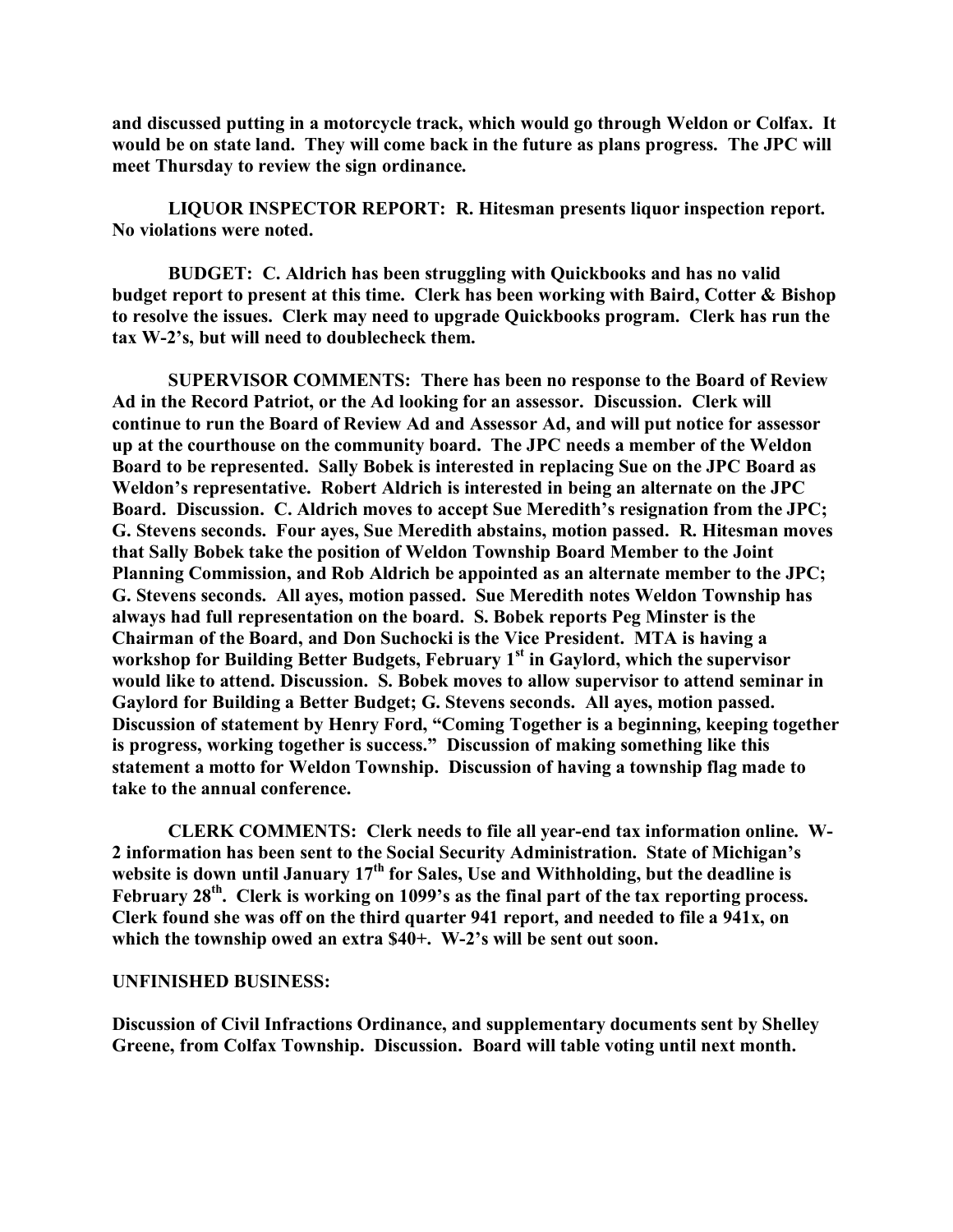**and discussed putting in a motorcycle track, which would go through Weldon or Colfax. It would be on state land. They will come back in the future as plans progress. The JPC will meet Thursday to review the sign ordinance.**

**LIQUOR INSPECTOR REPORT: R. Hitesman presents liquor inspection report. No violations were noted.**

**BUDGET: C. Aldrich has been struggling with Quickbooks and has no valid budget report to present at this time. Clerk has been working with Baird, Cotter & Bishop to resolve the issues. Clerk may need to upgrade Quickbooks program. Clerk has run the tax W-2's, but will need to doublecheck them.**

**SUPERVISOR COMMENTS: There has been no response to the Board of Review Ad in the Record Patriot, or the Ad looking for an assessor. Discussion. Clerk will continue to run the Board of Review Ad and Assessor Ad, and will put notice for assessor up at the courthouse on the community board. The JPC needs a member of the Weldon Board to be represented. Sally Bobek is interested in replacing Sue on the JPC Board as Weldon's representative. Robert Aldrich is interested in being an alternate on the JPC Board. Discussion. C. Aldrich moves to accept Sue Meredith's resignation from the JPC; G. Stevens seconds. Four ayes, Sue Meredith abstains, motion passed. R. Hitesman moves that Sally Bobek take the position of Weldon Township Board Member to the Joint Planning Commission, and Rob Aldrich be appointed as an alternate member to the JPC; G. Stevens seconds. All ayes, motion passed. Sue Meredith notes Weldon Township has always had full representation on the board. S. Bobek reports Peg Minster is the Chairman of the Board, and Don Suchocki is the Vice President. MTA is having a workshop for Building Better Budgets, February 1st in Gaylord, which the supervisor would like to attend. Discussion. S. Bobek moves to allow supervisor to attend seminar in Gaylord for Building a Better Budget; G. Stevens seconds. All ayes, motion passed. Discussion of statement by Henry Ford, "Coming Together is a beginning, keeping together is progress, working together is success." Discussion of making something like this statement a motto for Weldon Township. Discussion of having a township flag made to take to the annual conference.**

**CLERK COMMENTS: Clerk needs to file all year-end tax information online. W-2 information has been sent to the Social Security Administration. State of Michigan's website is down until January 17th for Sales, Use and Withholding, but the deadline is February 28th. Clerk is working on 1099's as the final part of the tax reporting process. Clerk found she was off on the third quarter 941 report, and needed to file a 941x, on which the township owed an extra $40+. W-2's will be sent out soon.**

**UNFINISHED BUSINESS:**

**Discussion of Civil Infractions Ordinance, and supplementary documents sent by Shelley Greene, from Colfax Township. Discussion. Board will table voting until next month.**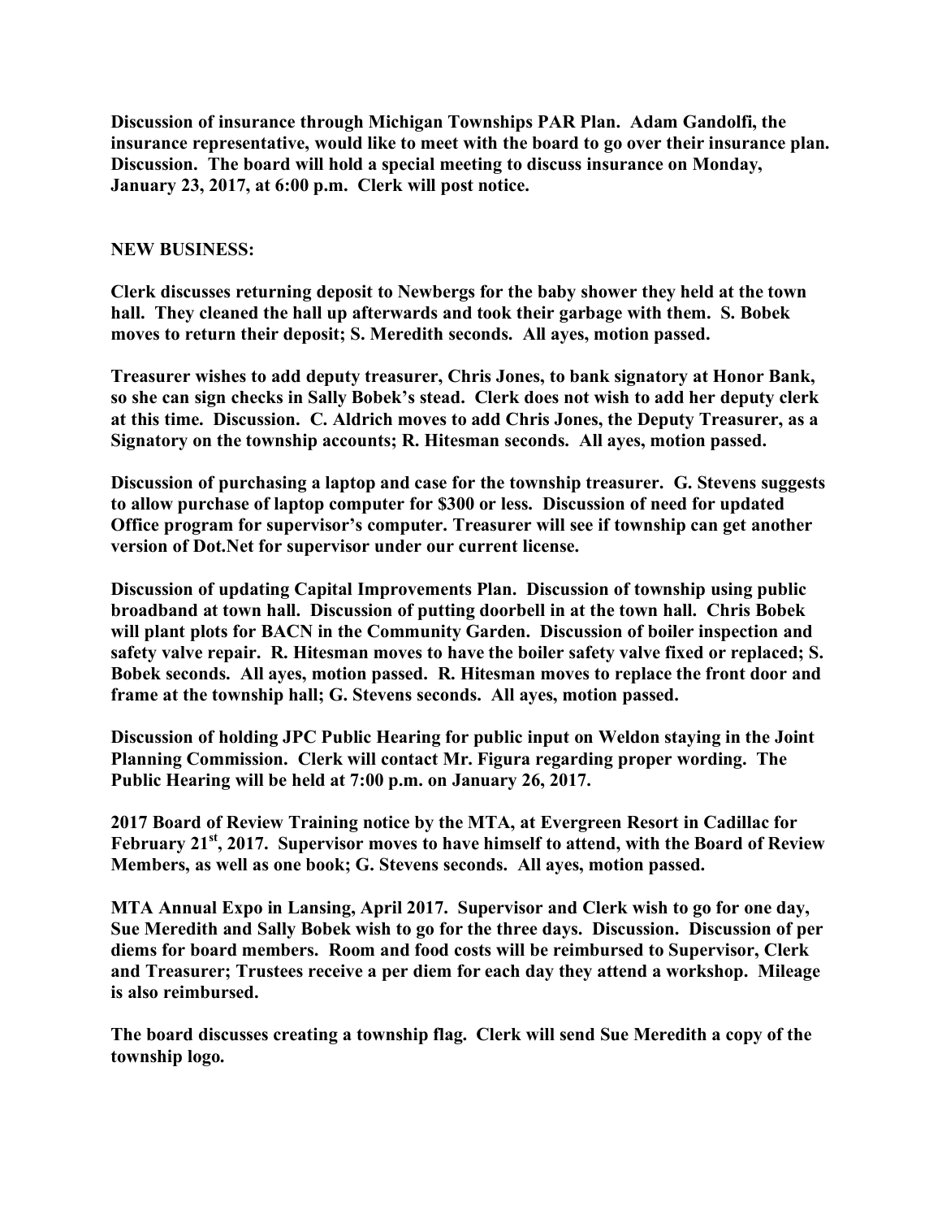**Discussion of insurance through Michigan Townships PAR Plan. Adam Gandolfi, the insurance representative, would like to meet with the board to go over their insurance plan. Discussion. The board will hold a special meeting to discuss insurance on Monday, January 23, 2017, at 6:00 p.m. Clerk will post notice.**

**NEW BUSINESS:**

**Clerk discusses returning deposit to Newbergs for the baby shower they held at the town hall. They cleaned the hall up afterwards and took their garbage with them. S. Bobek moves to return their deposit; S. Meredith seconds. All ayes, motion passed.**

**Treasurer wishes to add deputy treasurer, Chris Jones, to bank signatory at Honor Bank, so she can sign checks in Sally Bobek's stead. Clerk does not wish to add her deputy clerk at this time. Discussion. C. Aldrich moves to add Chris Jones, the Deputy Treasurer, as a Signatory on the township accounts; R. Hitesman seconds. All ayes, motion passed.**

**Discussion of purchasing a laptop and case for the township treasurer. G. Stevens suggests to allow purchase of laptop computer for $300 or less. Discussion of need for updated Office program for supervisor's computer. Treasurer will see if township can get another version of Dot.Net for supervisor under our current license.**

**Discussion of updating Capital Improvements Plan. Discussion of township using public broadband at town hall. Discussion of putting doorbell in at the town hall. Chris Bobek will plant plots for BACN in the Community Garden. Discussion of boiler inspection and safety valve repair. R. Hitesman moves to have the boiler safety valve fixed or replaced; S. Bobek seconds. All ayes, motion passed. R. Hitesman moves to replace the front door and frame at the township hall; G. Stevens seconds. All ayes, motion passed.**

**Discussion of holding JPC Public Hearing for public input on Weldon staying in the Joint Planning Commission. Clerk will contact Mr. Figura regarding proper wording. The Public Hearing will be held at 7:00 p.m. on January 26, 2017.**

**2017 Board of Review Training notice by the MTA, at Evergreen Resort in Cadillac for February 21st, 2017. Supervisor moves to have himself to attend, with the Board of Review Members, as well as one book; G. Stevens seconds. All ayes, motion passed.**

**MTA Annual Expo in Lansing, April 2017. Supervisor and Clerk wish to go for one day, Sue Meredith and Sally Bobek wish to go for the three days. Discussion. Discussion of per diems for board members. Room and food costs will be reimbursed to Supervisor, Clerk and Treasurer; Trustees receive a per diem for each day they attend a workshop. Mileage is also reimbursed.**

**The board discusses creating a township flag. Clerk will send Sue Meredith a copy of the township logo.**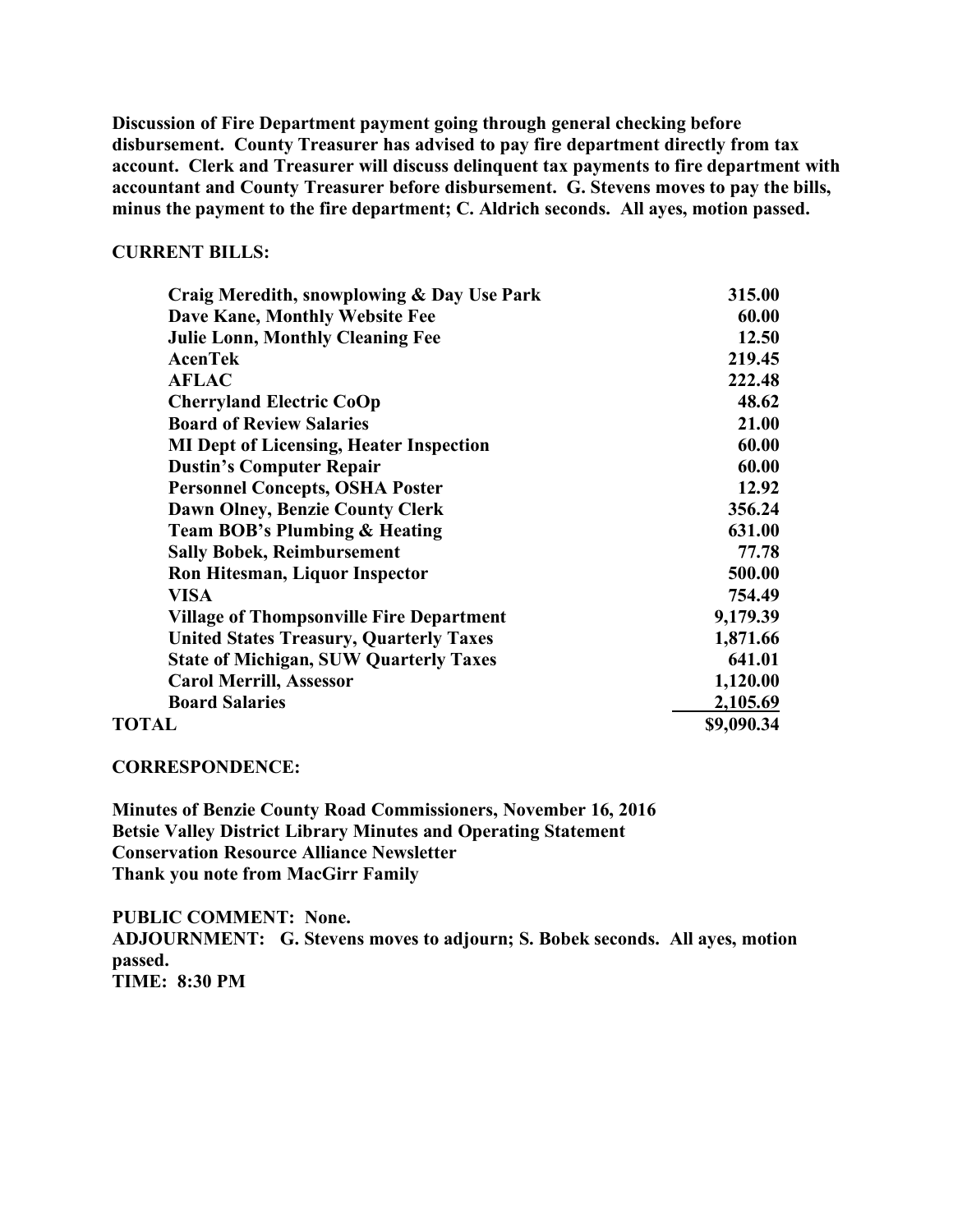**Discussion of Fire Department payment going through general checking before disbursement. County Treasurer has advised to pay fire department directly from tax account. Clerk and Treasurer will discuss delinquent tax payments to fire department with accountant and County Treasurer before disbursement. G. Stevens moves to pay the bills, minus the payment to the fire department; C. Aldrich seconds. All ayes, motion passed.**

**CURRENT BILLS:**

| | |
|---|---|
| **Craig Meredith, snowplowing & Day Use Park** | **315.00** |
| **Dave Kane, Monthly Website Fee** | **60.00** |
| **Julie Lonn, Monthly Cleaning Fee** | **12.50** |
| **AcenTek** | **219.45** |
| **AFLAC** | **222.48** |
| **Cherryland Electric CoOp** | **48.62** |
| **Board of Review Salaries** | **21.00** |
| **MI Dept of Licensing, Heater Inspection** | **60.00** |
| **Dustin's Computer Repair** | **60.00** |
| **Personnel Concepts, OSHA Poster** | **12.92** |
| **Dawn Olney, Benzie County Clerk** | **356.24** |
| **Team BOB's Plumbing & Heating** | **631.00** |
| **Sally Bobek, Reimbursement** | **77.78** |
| **Ron Hitesman, Liquor Inspector** | **500.00** |
| **VISA** | **754.49** |
| **Village of Thompsonville Fire Department** | **9,179.39** |
| **United States Treasury, Quarterly Taxes** | **1,871.66** |
| **State of Michigan, SUW Quarterly Taxes** | **641.01** |
| **Carol Merrill, Assessor** | **1,120.00** |
| **Board Salaries** | **2,105.69** |
| **TOTAL** | **$9,090.34** |

**CORRESPONDENCE:**

**Minutes of Benzie County Road Commissioners, November 16, 2016**
**Betsie Valley District Library Minutes and Operating Statement**
**Conservation Resource Alliance Newsletter**
**Thank you note from MacGirr Family**

**PUBLIC COMMENT: None.**
**ADJOURNMENT: G. Stevens moves to adjourn; S. Bobek seconds. All ayes, motion passed.**
**TIME: 8:30 PM**